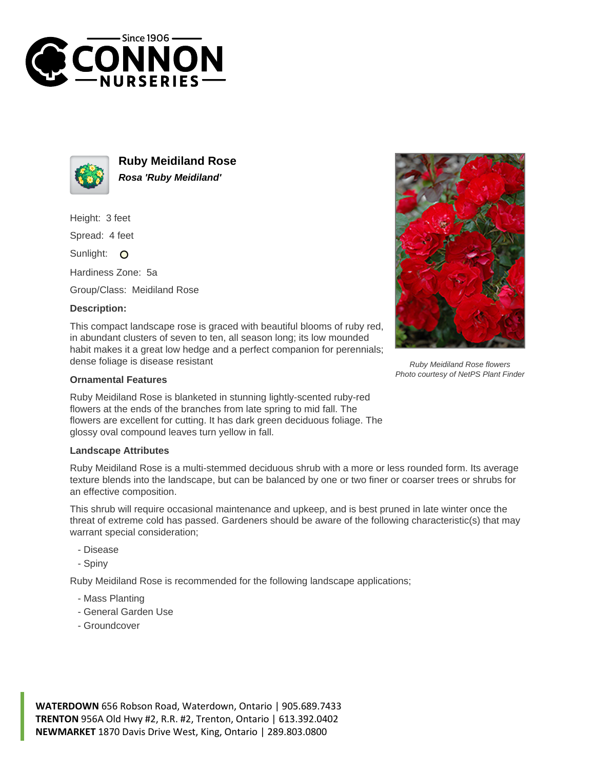# Ruby Meidiland Rose

***Rosa 'Ruby Meidiland'***

Height: 3 feet

Spread: 4 feet

Sunlight: O

Hardiness Zone: 5a

Group/Class: Meidiland Rose

### Description:

This compact landscape rose is graced with beautiful blooms of ruby red, in abundant clusters of seven to ten, all season long; its low mounded habit makes it a great low hedge and a perfect companion for perennials; dense foliage is disease resistant

*Ruby Meidiland Rose flowers*
*Photo courtesy of NetPS Plant Finder*

### Ornamental Features

Ruby Meidiland Rose is blanketed in stunning lightly-scented ruby-red flowers at the ends of the branches from late spring to mid fall. The flowers are excellent for cutting. It has dark green deciduous foliage. The glossy oval compound leaves turn yellow in fall.

### Landscape Attributes

Ruby Meidiland Rose is a multi-stemmed deciduous shrub with a more or less rounded form. Its average texture blends into the landscape, but can be balanced by one or two finer or coarser trees or shrubs for an effective composition.

This shrub will require occasional maintenance and upkeep, and is best pruned in late winter once the threat of extreme cold has passed. Gardeners should be aware of the following characteristic(s) that may warrant special consideration;

- Disease
- Spiny

Ruby Meidiland Rose is recommended for the following landscape applications;

- Mass Planting
- General Garden Use
- Groundcover

**WATERDOWN** 656 Robson Road, Waterdown, Ontario | 905.689.7433
**TRENTON** 956A Old Hwy #2, R.R. #2, Trenton, Ontario | 613.392.0402
**NEWMARKET** 1870 Davis Drive West, King, Ontario | 289.803.0800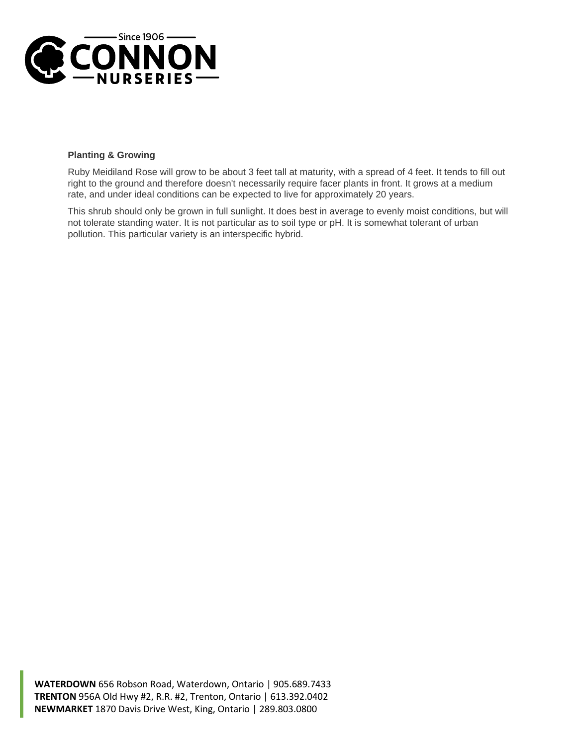### Planting & Growing

Ruby Meidiland Rose will grow to be about 3 feet tall at maturity, with a spread of 4 feet. It tends to fill out right to the ground and therefore doesn't necessarily require facer plants in front. It grows at a medium rate, and under ideal conditions can be expected to live for approximately 20 years.

This shrub should only be grown in full sunlight. It does best in average to evenly moist conditions, but will not tolerate standing water. It is not particular as to soil type or pH. It is somewhat tolerant of urban pollution. This particular variety is an interspecific hybrid.